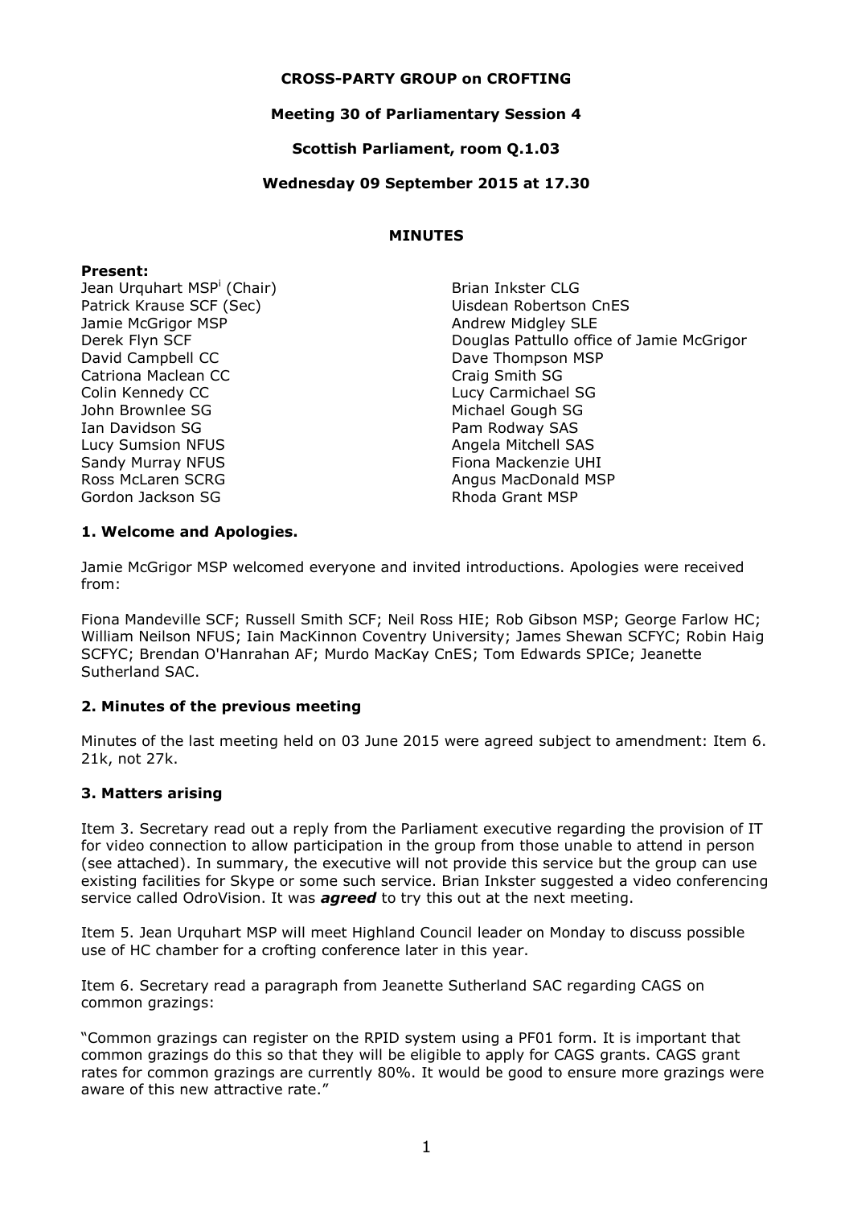**CROSS-PARTY GROUP on CROFTING**

**Meeting 30 of Parliamentary Session 4**

**Scottish Parliament, room Q.1.03**

**Wednesday 09 September 2015 at 17.30**

**MINUTES**

**Present:**

Jean Urquhart MSP[i] (Chair)
Patrick Krause SCF (Sec)
Jamie McGrigor MSP
Derek Flyn SCF
David Campbell CC
Catriona Maclean CC
Colin Kennedy CC
John Brownlee SG
Ian Davidson SG
Lucy Sumsion NFUS
Sandy Murray NFUS
Ross McLaren SCRG
Gordon Jackson SG
Brian Inkster CLG
Uisdean Robertson CnES
Andrew Midgley SLE
Douglas Pattullo office of Jamie McGrigor
Dave Thompson MSP
Craig Smith SG
Lucy Carmichael SG
Michael Gough SG
Pam Rodway SAS
Angela Mitchell SAS
Fiona Mackenzie UHI
Angus MacDonald MSP
Rhoda Grant MSP

## 1. Welcome and Apologies.

Jamie McGrigor MSP welcomed everyone and invited introductions. Apologies were received from:

Fiona Mandeville SCF; Russell Smith SCF; Neil Ross HIE; Rob Gibson MSP; George Farlow HC; William Neilson NFUS; Iain MacKinnon Coventry University; James Shewan SCFYC; Robin Haig SCFYC; Brendan O'Hanrahan AF; Murdo MacKay CnES; Tom Edwards SPICe; Jeanette Sutherland SAC.

## 2. Minutes of the previous meeting

Minutes of the last meeting held on 03 June 2015 were agreed subject to amendment: Item 6. 21k, not 27k.

## 3. Matters arising

Item 3. Secretary read out a reply from the Parliament executive regarding the provision of IT for video connection to allow participation in the group from those unable to attend in person (see attached). In summary, the executive will not provide this service but the group can use existing facilities for Skype or some such service. Brian Inkster suggested a video conferencing service called OdroVision. It was ***agreed*** to try this out at the next meeting.

Item 5. Jean Urquhart MSP will meet Highland Council leader on Monday to discuss possible use of HC chamber for a crofting conference later in this year.

Item 6. Secretary read a paragraph from Jeanette Sutherland SAC regarding CAGS on common grazings:

"Common grazings can register on the RPID system using a PF01 form. It is important that common grazings do this so that they will be eligible to apply for CAGS grants. CAGS grant rates for common grazings are currently 80%. It would be good to ensure more grazings were aware of this new attractive rate."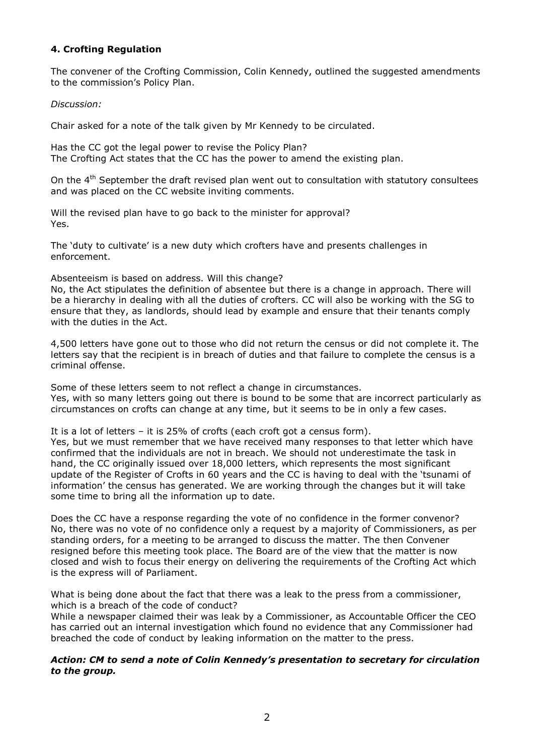### 4. Crofting Regulation

The convener of the Crofting Commission, Colin Kennedy, outlined the suggested amendments to the commission's Policy Plan.

*Discussion:*

Chair asked for a note of the talk given by Mr Kennedy to be circulated.

Has the CC got the legal power to revise the Policy Plan?
The Crofting Act states that the CC has the power to amend the existing plan.

On the 4th September the draft revised plan went out to consultation with statutory consultees and was placed on the CC website inviting comments.

Will the revised plan have to go back to the minister for approval?
Yes.

The 'duty to cultivate' is a new duty which crofters have and presents challenges in enforcement.

Absenteeism is based on address. Will this change?
No, the Act stipulates the definition of absentee but there is a change in approach. There will be a hierarchy in dealing with all the duties of crofters. CC will also be working with the SG to ensure that they, as landlords, should lead by example and ensure that their tenants comply with the duties in the Act.

4,500 letters have gone out to those who did not return the census or did not complete it. The letters say that the recipient is in breach of duties and that failure to complete the census is a criminal offense.

Some of these letters seem to not reflect a change in circumstances.
Yes, with so many letters going out there is bound to be some that are incorrect particularly as circumstances on crofts can change at any time, but it seems to be in only a few cases.

It is a lot of letters – it is 25% of crofts (each croft got a census form).
Yes, but we must remember that we have received many responses to that letter which have confirmed that the individuals are not in breach. We should not underestimate the task in hand, the CC originally issued over 18,000 letters, which represents the most significant update of the Register of Crofts in 60 years and the CC is having to deal with the 'tsunami of information' the census has generated. We are working through the changes but it will take some time to bring all the information up to date.

Does the CC have a response regarding the vote of no confidence in the former convenor?
No, there was no vote of no confidence only a request by a majority of Commissioners, as per standing orders, for a meeting to be arranged to discuss the matter. The then Convener resigned before this meeting took place. The Board are of the view that the matter is now closed and wish to focus their energy on delivering the requirements of the Crofting Act which is the express will of Parliament.

What is being done about the fact that there was a leak to the press from a commissioner, which is a breach of the code of conduct?
While a newspaper claimed their was leak by a Commissioner, as Accountable Officer the CEO has carried out an internal investigation which found no evidence that any Commissioner had breached the code of conduct by leaking information on the matter to the press.

***Action: CM to send a note of Colin Kennedy's presentation to secretary for circulation to the group.***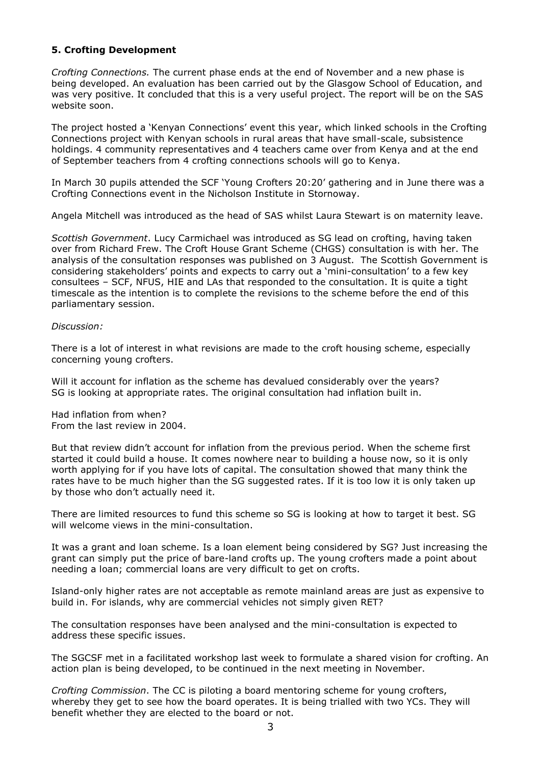## **5. Crofting Development**

*Crofting Connections.* The current phase ends at the end of November and a new phase is being developed. An evaluation has been carried out by the Glasgow School of Education, and was very positive. It concluded that this is a very useful project. The report will be on the SAS website soon.

The project hosted a 'Kenyan Connections' event this year, which linked schools in the Crofting Connections project with Kenyan schools in rural areas that have small-scale, subsistence holdings. 4 community representatives and 4 teachers came over from Kenya and at the end of September teachers from 4 crofting connections schools will go to Kenya.

In March 30 pupils attended the SCF 'Young Crofters 20:20' gathering and in June there was a Crofting Connections event in the Nicholson Institute in Stornoway.

Angela Mitchell was introduced as the head of SAS whilst Laura Stewart is on maternity leave.

*Scottish Government*. Lucy Carmichael was introduced as SG lead on crofting, having taken over from Richard Frew. The Croft House Grant Scheme (CHGS) consultation is with her. The analysis of the consultation responses was published on 3 August. The Scottish Government is considering stakeholders' points and expects to carry out a 'mini-consultation' to a few key consultees – SCF, NFUS, HIE and LAs that responded to the consultation. It is quite a tight timescale as the intention is to complete the revisions to the scheme before the end of this parliamentary session.

*Discussion:*

There is a lot of interest in what revisions are made to the croft housing scheme, especially concerning young crofters.

Will it account for inflation as the scheme has devalued considerably over the years?
SG is looking at appropriate rates. The original consultation had inflation built in.

Had inflation from when?
From the last review in 2004.

But that review didn't account for inflation from the previous period. When the scheme first started it could build a house. It comes nowhere near to building a house now, so it is only worth applying for if you have lots of capital. The consultation showed that many think the rates have to be much higher than the SG suggested rates. If it is too low it is only taken up by those who don't actually need it.

There are limited resources to fund this scheme so SG is looking at how to target it best. SG will welcome views in the mini-consultation.

It was a grant and loan scheme. Is a loan element being considered by SG? Just increasing the grant can simply put the price of bare-land crofts up. The young crofters made a point about needing a loan; commercial loans are very difficult to get on crofts.

Island-only higher rates are not acceptable as remote mainland areas are just as expensive to build in. For islands, why are commercial vehicles not simply given RET?

The consultation responses have been analysed and the mini-consultation is expected to address these specific issues.

The SGCSF met in a facilitated workshop last week to formulate a shared vision for crofting. An action plan is being developed, to be continued in the next meeting in November.

*Crofting Commission*. The CC is piloting a board mentoring scheme for young crofters, whereby they get to see how the board operates. It is being trialled with two YCs. They will benefit whether they are elected to the board or not.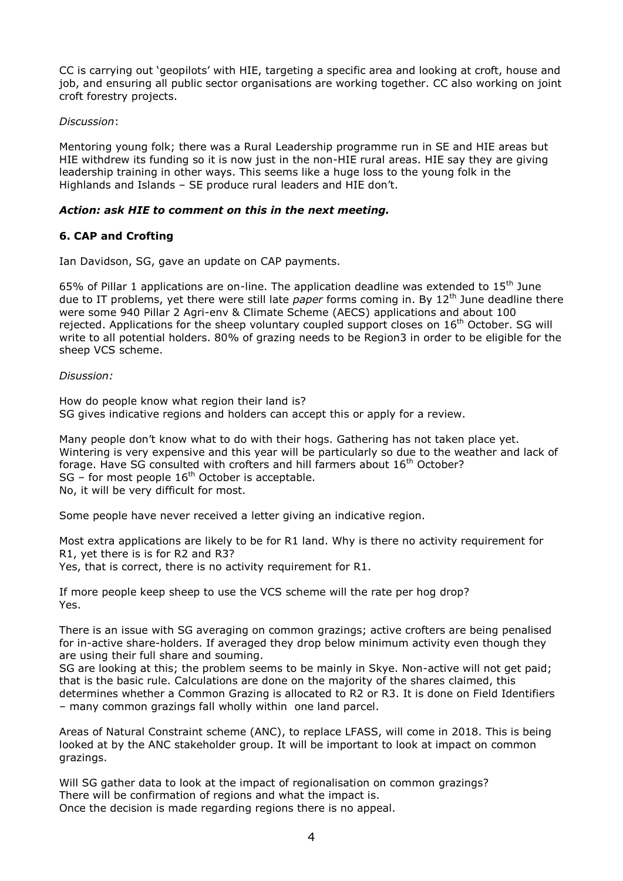CC is carrying out 'geopilots' with HIE, targeting a specific area and looking at croft, house and job, and ensuring all public sector organisations are working together. CC also working on joint croft forestry projects.

*Discussion*:

Mentoring young folk; there was a Rural Leadership programme run in SE and HIE areas but HIE withdrew its funding so it is now just in the non-HIE rural areas. HIE say they are giving leadership training in other ways. This seems like a huge loss to the young folk in the Highlands and Islands – SE produce rural leaders and HIE don't.

***Action: ask HIE to comment on this in the next meeting.***

### 6. CAP and Crofting

Ian Davidson, SG, gave an update on CAP payments.

65% of Pillar 1 applications are on-line. The application deadline was extended to 15th June due to IT problems, yet there were still late *paper* forms coming in. By 12th June deadline there were some 940 Pillar 2 Agri-env & Climate Scheme (AECS) applications and about 100 rejected. Applications for the sheep voluntary coupled support closes on 16th October. SG will write to all potential holders. 80% of grazing needs to be Region3 in order to be eligible for the sheep VCS scheme.

*Disussion:*

How do people know what region their land is?
SG gives indicative regions and holders can accept this or apply for a review.

Many people don't know what to do with their hogs. Gathering has not taken place yet. Wintering is very expensive and this year will be particularly so due to the weather and lack of forage. Have SG consulted with crofters and hill farmers about 16th October?
SG – for most people 16th October is acceptable.
No, it will be very difficult for most.

Some people have never received a letter giving an indicative region.

Most extra applications are likely to be for R1 land. Why is there no activity requirement for R1, yet there is is for R2 and R3?
Yes, that is correct, there is no activity requirement for R1.

If more people keep sheep to use the VCS scheme will the rate per hog drop?
Yes.

There is an issue with SG averaging on common grazings; active crofters are being penalised for in-active share-holders. If averaged they drop below minimum activity even though they are using their full share and souming.
SG are looking at this; the problem seems to be mainly in Skye. Non-active will not get paid; that is the basic rule. Calculations are done on the majority of the shares claimed, this determines whether a Common Grazing is allocated to R2 or R3. It is done on Field Identifiers – many common grazings fall wholly within one land parcel.

Areas of Natural Constraint scheme (ANC), to replace LFASS, will come in 2018. This is being looked at by the ANC stakeholder group. It will be important to look at impact on common grazings.

Will SG gather data to look at the impact of regionalisation on common grazings?
There will be confirmation of regions and what the impact is.
Once the decision is made regarding regions there is no appeal.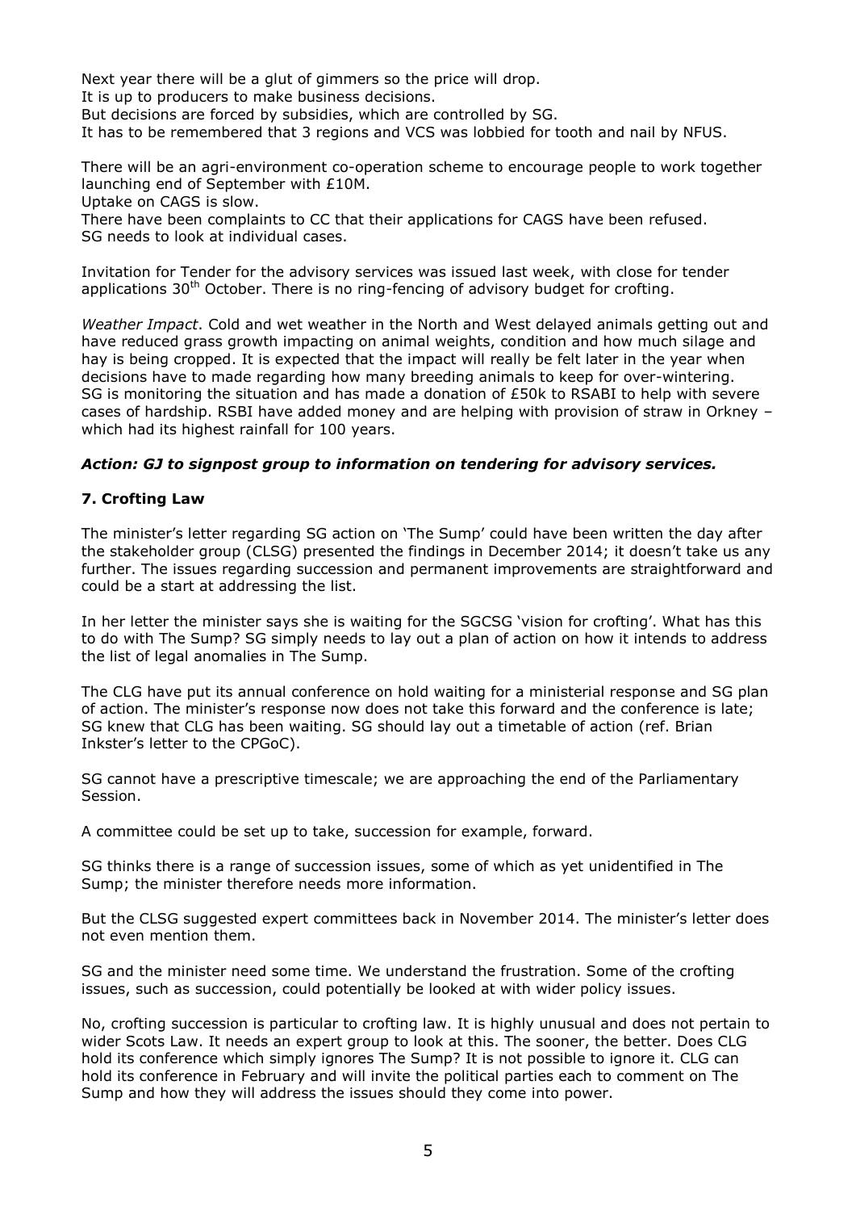Next year there will be a glut of gimmers so the price will drop.
It is up to producers to make business decisions.
But decisions are forced by subsidies, which are controlled by SG.
It has to be remembered that 3 regions and VCS was lobbied for tooth and nail by NFUS.

There will be an agri-environment co-operation scheme to encourage people to work together launching end of September with £10M.
Uptake on CAGS is slow.
There have been complaints to CC that their applications for CAGS have been refused.
SG needs to look at individual cases.

Invitation for Tender for the advisory services was issued last week, with close for tender applications 30th October. There is no ring-fencing of advisory budget for crofting.

*Weather Impact*. Cold and wet weather in the North and West delayed animals getting out and have reduced grass growth impacting on animal weights, condition and how much silage and hay is being cropped. It is expected that the impact will really be felt later in the year when decisions have to made regarding how many breeding animals to keep for over-wintering. SG is monitoring the situation and has made a donation of £50k to RSABI to help with severe cases of hardship. RSBI have added money and are helping with provision of straw in Orkney – which had its highest rainfall for 100 years.

***Action: GJ to signpost group to information on tendering for advisory services.***

**7. Crofting Law**

The minister's letter regarding SG action on 'The Sump' could have been written the day after the stakeholder group (CLSG) presented the findings in December 2014; it doesn't take us any further. The issues regarding succession and permanent improvements are straightforward and could be a start at addressing the list.

In her letter the minister says she is waiting for the SGCSG 'vision for crofting'. What has this to do with The Sump? SG simply needs to lay out a plan of action on how it intends to address the list of legal anomalies in The Sump.

The CLG have put its annual conference on hold waiting for a ministerial response and SG plan of action. The minister's response now does not take this forward and the conference is late; SG knew that CLG has been waiting. SG should lay out a timetable of action (ref. Brian Inkster's letter to the CPGoC).

SG cannot have a prescriptive timescale; we are approaching the end of the Parliamentary Session.

A committee could be set up to take, succession for example, forward.

SG thinks there is a range of succession issues, some of which as yet unidentified in The Sump; the minister therefore needs more information.

But the CLSG suggested expert committees back in November 2014. The minister's letter does not even mention them.

SG and the minister need some time. We understand the frustration. Some of the crofting issues, such as succession, could potentially be looked at with wider policy issues.

No, crofting succession is particular to crofting law. It is highly unusual and does not pertain to wider Scots Law. It needs an expert group to look at this. The sooner, the better. Does CLG hold its conference which simply ignores The Sump? It is not possible to ignore it. CLG can hold its conference in February and will invite the political parties each to comment on The Sump and how they will address the issues should they come into power.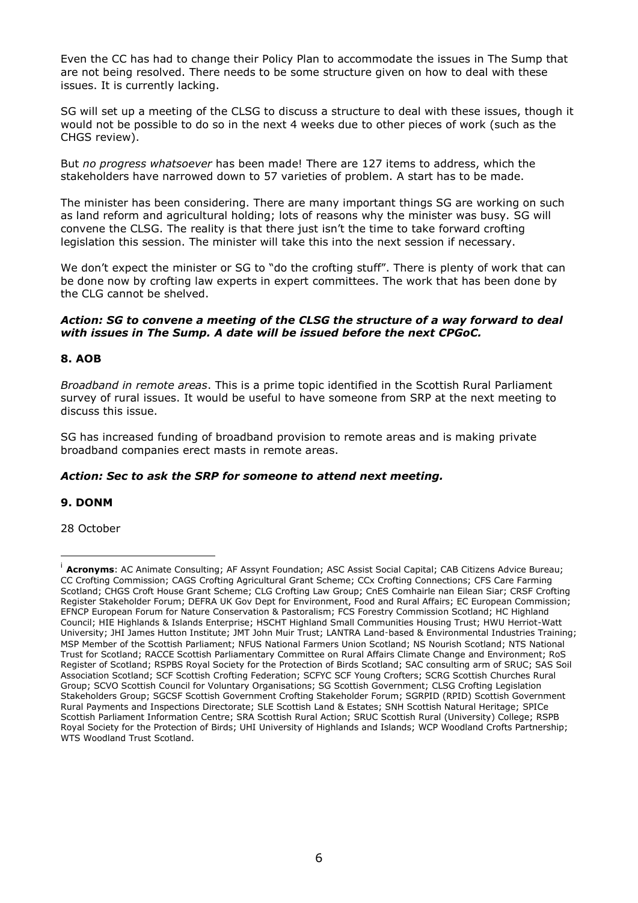Even the CC has had to change their Policy Plan to accommodate the issues in The Sump that are not being resolved. There needs to be some structure given on how to deal with these issues. It is currently lacking.

SG will set up a meeting of the CLSG to discuss a structure to deal with these issues, though it would not be possible to do so in the next 4 weeks due to other pieces of work (such as the CHGS review).

But *no progress whatsoever* has been made! There are 127 items to address, which the stakeholders have narrowed down to 57 varieties of problem. A start has to be made.

The minister has been considering. There are many important things SG are working on such as land reform and agricultural holding; lots of reasons why the minister was busy. SG will convene the CLSG. The reality is that there just isn't the time to take forward crofting legislation this session. The minister will take this into the next session if necessary.

We don't expect the minister or SG to "do the crofting stuff". There is plenty of work that can be done now by crofting law experts in expert committees. The work that has been done by the CLG cannot be shelved.

***Action: SG to convene a meeting of the CLSG the structure of a way forward to deal with issues in The Sump. A date will be issued before the next CPGoC.***

## 8. AOB

*Broadband in remote areas*. This is a prime topic identified in the Scottish Rural Parliament survey of rural issues. It would be useful to have someone from SRP at the next meeting to discuss this issue.

SG has increased funding of broadband provision to remote areas and is making private broadband companies erect masts in remote areas.

***Action: Sec to ask the SRP for someone to attend next meeting.***

## 9. DONM

28 October

---

[i] **Acronyms**: AC Animate Consulting; AF Assynt Foundation; ASC Assist Social Capital; CAB Citizens Advice Bureau; CC Crofting Commission; CAGS Crofting Agricultural Grant Scheme; CCx Crofting Connections; CFS Care Farming Scotland; CHGS Croft House Grant Scheme; CLG Crofting Law Group; CnES Comhairle nan Eilean Siar; CRSF Crofting Register Stakeholder Forum; DEFRA UK Gov Dept for Environment, Food and Rural Affairs; EC European Commission; EFNCP European Forum for Nature Conservation & Pastoralism; FCS Forestry Commission Scotland; HC Highland Council; HIE Highlands & Islands Enterprise; HSCHT Highland Small Communities Housing Trust; HWU Herriot-Watt University; JHI James Hutton Institute; JMT John Muir Trust; LANTRA Land-based & Environmental Industries Training; MSP Member of the Scottish Parliament; NFUS National Farmers Union Scotland; NS Nourish Scotland; NTS National Trust for Scotland; RACCE Scottish Parliamentary Committee on Rural Affairs Climate Change and Environment; RoS Register of Scotland; RSPBS Royal Society for the Protection of Birds Scotland; SAC consulting arm of SRUC; SAS Soil Association Scotland; SCF Scottish Crofting Federation; SCFYC SCF Young Crofters; SCRG Scottish Churches Rural Group; SCVO Scottish Council for Voluntary Organisations; SG Scottish Government; CLSG Crofting Legislation Stakeholders Group; SGCSF Scottish Government Crofting Stakeholder Forum; SGRPID (RPID) Scottish Government Rural Payments and Inspections Directorate; SLE Scottish Land & Estates; SNH Scottish Natural Heritage; SPICe Scottish Parliament Information Centre; SRA Scottish Rural Action; SRUC Scottish Rural (University) College; RSPB Royal Society for the Protection of Birds; UHI University of Highlands and Islands; WCP Woodland Crofts Partnership; WTS Woodland Trust Scotland.